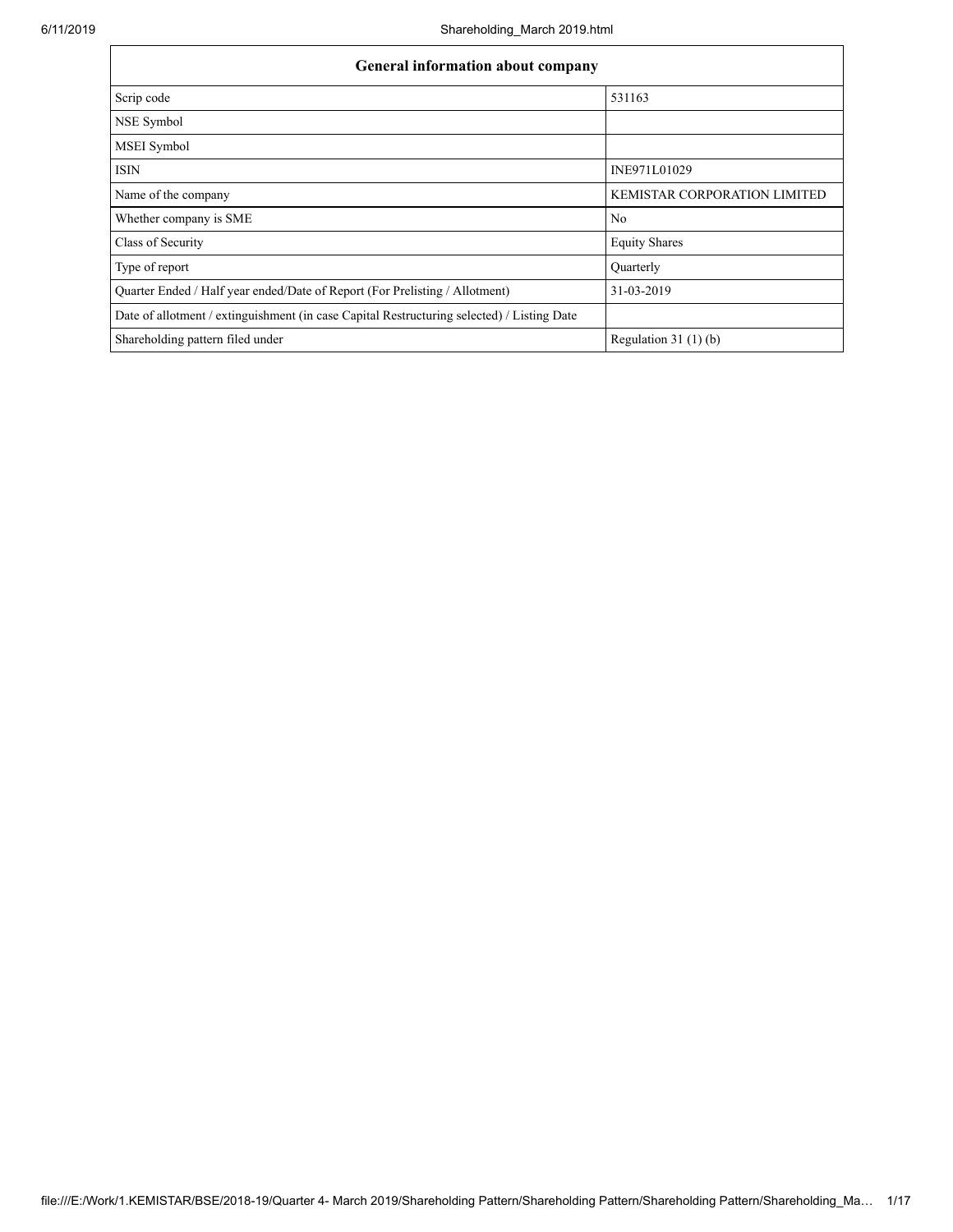| General information about company | |
|---|---|
| Scrip code | 531163 |
| NSE Symbol | |
| MSEI Symbol | |
| ISIN | INE971L01029 |
| Name of the company | KEMISTAR CORPORATION LIMITED |
| Whether company is SME | No |
| Class of Security | Equity Shares |
| Type of report | Quarterly |
| Quarter Ended / Half year ended/Date of Report (For Prelisting / Allotment) | 31-03-2019 |
| Date of allotment / extinguishment (in case Capital Restructuring selected) / Listing Date | |
| Shareholding pattern filed under | Regulation 31 (1) (b) |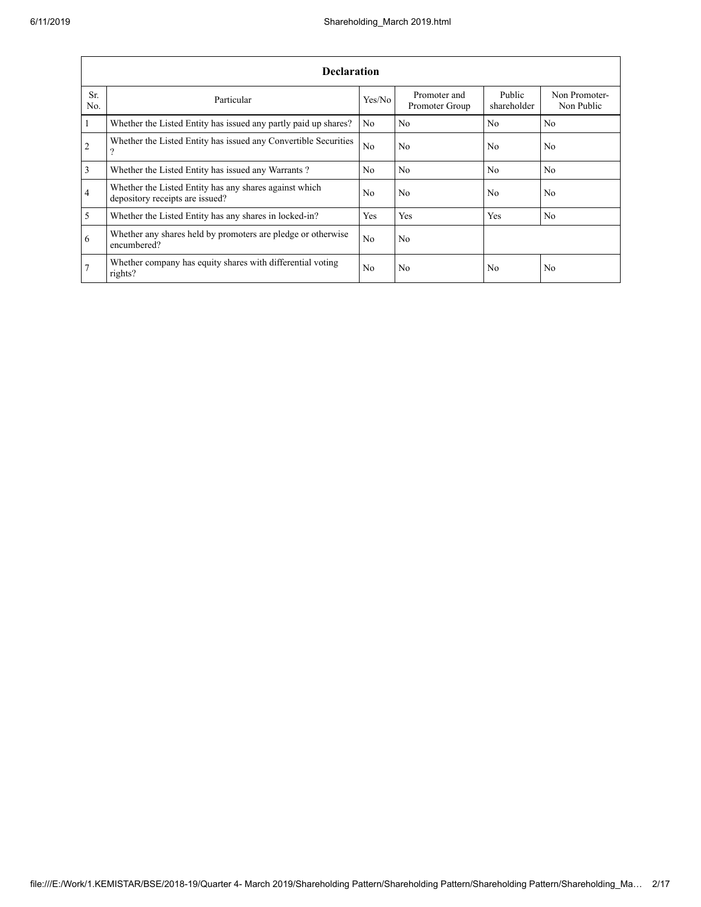| Declaration | | | | | |
|---|---|---|---|---|---|
| Sr. No. | Particular | Yes/No | Promoter and Promoter Group | Public shareholder | Non Promoter- Non Public |
| 1 | Whether the Listed Entity has issued any partly paid up shares? | No | No | No | No |
| 2 | Whether the Listed Entity has issued any Convertible Securities ? | No | No | No | No |
| 3 | Whether the Listed Entity has issued any Warrants ? | No | No | No | No |
| 4 | Whether the Listed Entity has any shares against which depository receipts are issued? | No | No | No | No |
| 5 | Whether the Listed Entity has any shares in locked-in? | Yes | Yes | Yes | No |
| 6 | Whether any shares held by promoters are pledge or otherwise encumbered? | No | No | | |
| 7 | Whether company has equity shares with differential voting rights? | No | No | No | No |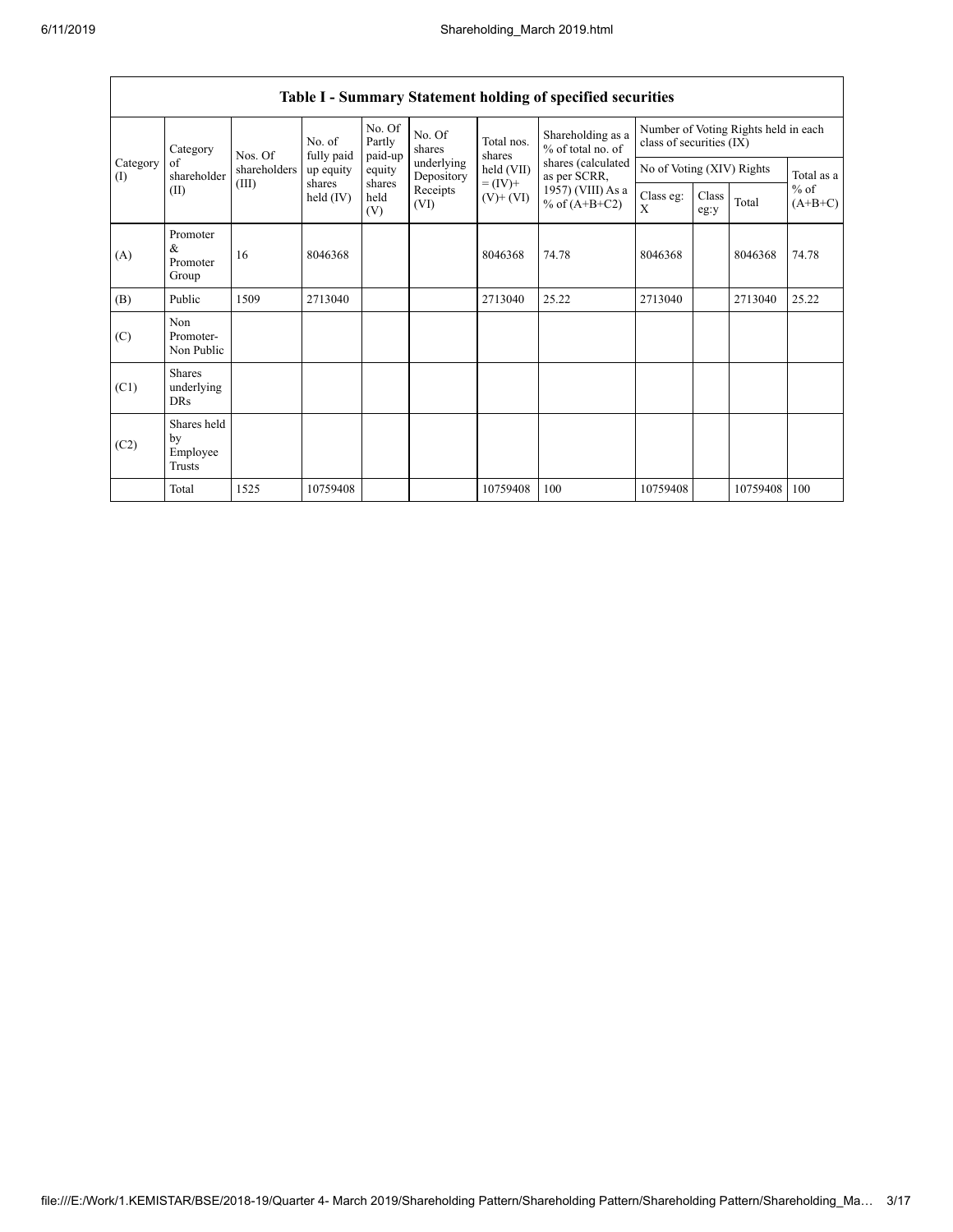## Table I - Summary Statement holding of specified securities

| Category (I) | Category of shareholder (II) | Nos. Of shareholders (III) | No. of fully paid up equity shares held (IV) | No. Of Partly paid-up equity shares held (V) | No. Of shares underlying Depository Receipts (VI) | Total nos. shares held (VII) = (IV)+ (V)+ (VI) | Shareholding as a % of total no. of shares (calculated as per SCRR, 1957) (VIII) As a % of (A+B+C2) | Number of Voting Rights held in each class of securities (IX) | | | |
|---|---|---|---|---|---|---|---|---|---|---|---|
| | | | | | | | | No of Voting (XIV) Rights | | | Total as a % of (A+B+C) |
| | | | | | | | | Class eg: X | Class eg:y | Total | |
| (A) | Promoter & Promoter Group | 16 | 8046368 | | | 8046368 | 74.78 | 8046368 | | 8046368 | 74.78 |
| (B) | Public | 1509 | 2713040 | | | 2713040 | 25.22 | 2713040 | | 2713040 | 25.22 |
| (C) | Non Promoter- Non Public | | | | | | | | | | |
| (C1) | Shares underlying DRs | | | | | | | | | | |
| (C2) | Shares held by Employee Trusts | | | | | | | | | | |
| | Total | 1525 | 10759408 | | | 10759408 | 100 | 10759408 | | 10759408 | 100 |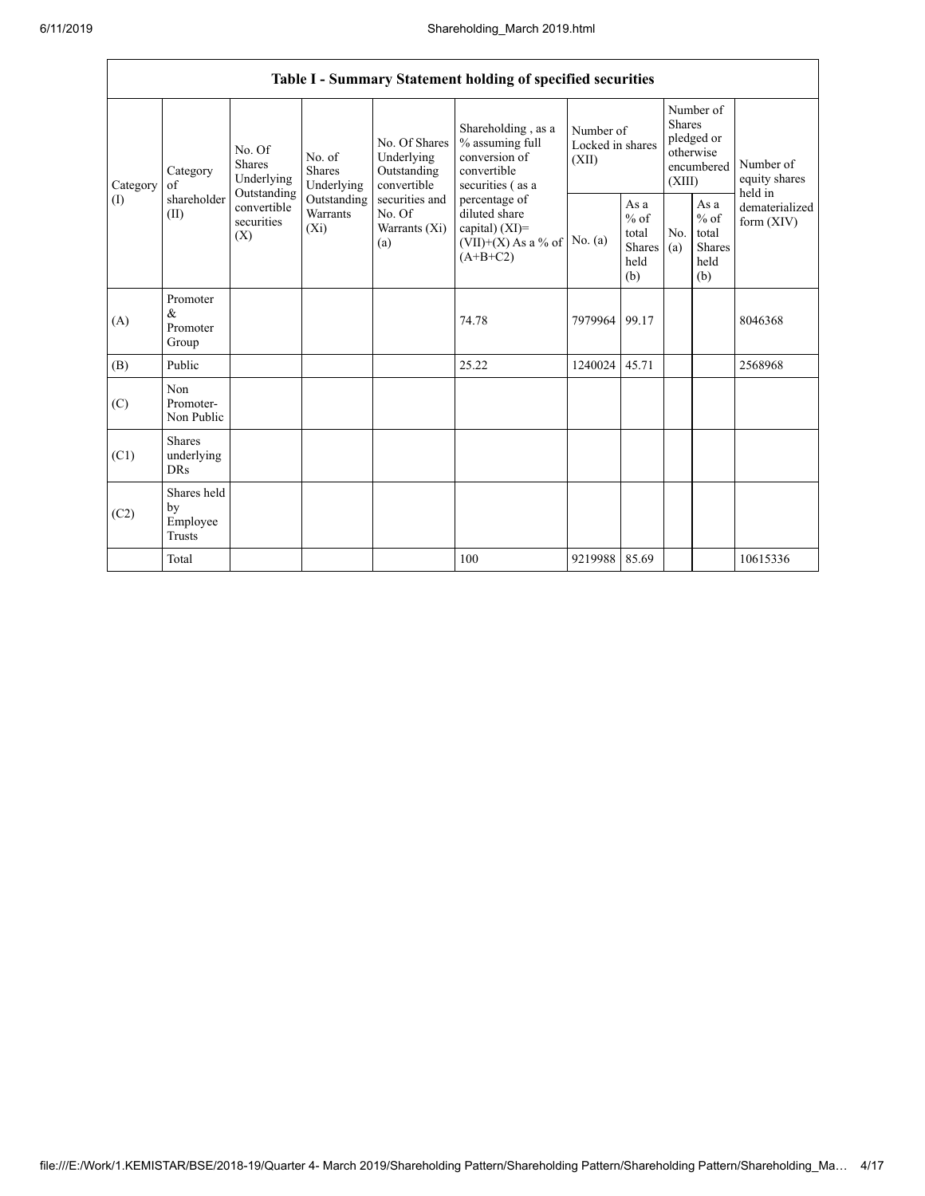| Table I - Summary Statement holding of specified securities | | | | | | | | | | | |
|---|---|---|---|---|---|---|---|---|---|---|---|
| Category (I) | Category of shareholder (II) | No. Of Shares Underlying Outstanding convertible securities (X) | No. of Shares Underlying Outstanding Warrants (Xi) | No. Of Shares Underlying Outstanding convertible securities and No. Of Warrants (Xi) (a) | Shareholding , as a % assuming full conversion of convertible securities ( as a percentage of diluted share capital) (XI)= (VII)+(X) As a % of (A+B+C2) | Number of Locked in shares (XII) | | Number of Shares pledged or otherwise encumbered (XIII) | | Number of equity shares held in dematerialized form (XIV) |
| | | | | | | No. (a) | As a % of total Shares held (b) | No. (a) | As a % of total Shares held (b) | |
| (A) | Promoter & Promoter Group | | | | 74.78 | 7979964 | 99.17 | | | 8046368 |
| (B) | Public | | | | 25.22 | 1240024 | 45.71 | | | 2568968 |
| (C) | Non Promoter- Non Public | | | | | | | | | |
| (C1) | Shares underlying DRs | | | | | | | | | |
| (C2) | Shares held by Employee Trusts | | | | | | | | | |
| | Total | | | | 100 | 9219988 | 85.69 | | | 10615336 |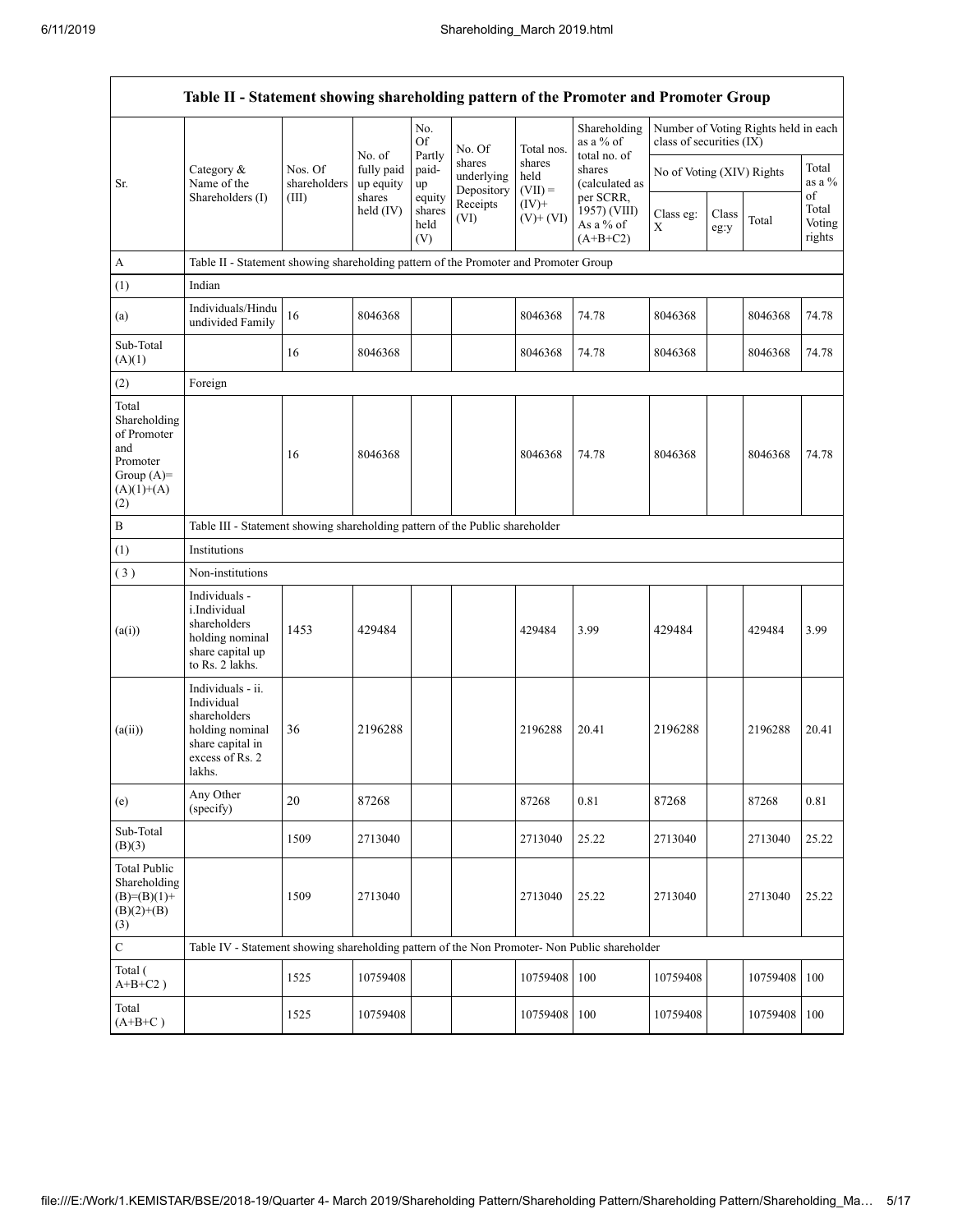| Table II - Statement showing shareholding pattern of the Promoter and Promoter Group | | | | | | | | | | | | |
|---|---|---|---|---|---|---|---|---|---|---|---|---|
| Sr. | Category & Name of the Shareholders (I) | Nos. Of shareholders (III) | No. of fully paid up equity shares held (IV) | No. Of Partly paid-up equity shares held (V) | No. Of shares underlying Depository Receipts (VI) | Total nos. shares held (VII) = (IV)+ (V)+ (VI) | Shareholding as a % of total no. of shares (calculated as per SCRR, 1957) (VIII) As a % of (A+B+C2) | Number of Voting Rights held in each class of securities (IX) | | | |
| | | | | | | | | No of Voting (XIV) Rights | | | Total as a % of Total Voting rights |
| | | | | | | | | Class eg: X | Class eg:y | Total | |
| A | Table II - Statement showing shareholding pattern of the Promoter and Promoter Group | | | | | | | | | | |
| (1) | Indian | | | | | | | | | | |
| (a) | Individuals/Hindu undivided Family | 16 | 8046368 | | | 8046368 | 74.78 | 8046368 | | 8046368 | 74.78 |
| Sub-Total (A)(1) | | 16 | 8046368 | | | 8046368 | 74.78 | 8046368 | | 8046368 | 74.78 |
| (2) | Foreign | | | | | | | | | | |
| Total Shareholding of Promoter and Promoter Group (A)=(A)(1)+(A)(2) | | 16 | 8046368 | | | 8046368 | 74.78 | 8046368 | | 8046368 | 74.78 |
| B | Table III - Statement showing shareholding pattern of the Public shareholder | | | | | | | | | | |
| (1) | Institutions | | | | | | | | | | |
| (3) | Non-institutions | | | | | | | | | | |
| (a(i)) | Individuals - i.Individual shareholders holding nominal share capital up to Rs. 2 lakhs. | 1453 | 429484 | | | 429484 | 3.99 | 429484 | | 429484 | 3.99 |
| (a(ii)) | Individuals - ii. Individual shareholders holding nominal share capital in excess of Rs. 2 lakhs. | 36 | 2196288 | | | 2196288 | 20.41 | 2196288 | | 2196288 | 20.41 |
| (e) | Any Other (specify) | 20 | 87268 | | | 87268 | 0.81 | 87268 | | 87268 | 0.81 |
| Sub-Total (B)(3) | | 1509 | 2713040 | | | 2713040 | 25.22 | 2713040 | | 2713040 | 25.22 |
| Total Public Shareholding (B)=(B)(1)+(B)(2)+(B)(3) | | 1509 | 2713040 | | | 2713040 | 25.22 | 2713040 | | 2713040 | 25.22 |
| C | Table IV - Statement showing shareholding pattern of the Non Promoter- Non Public shareholder | | | | | | | | | | |
| Total ( A+B+C2 ) | | 1525 | 10759408 | | | 10759408 | 100 | 10759408 | | 10759408 | 100 |
| Total (A+B+C ) | | 1525 | 10759408 | | | 10759408 | 100 | 10759408 | | 10759408 | 100 |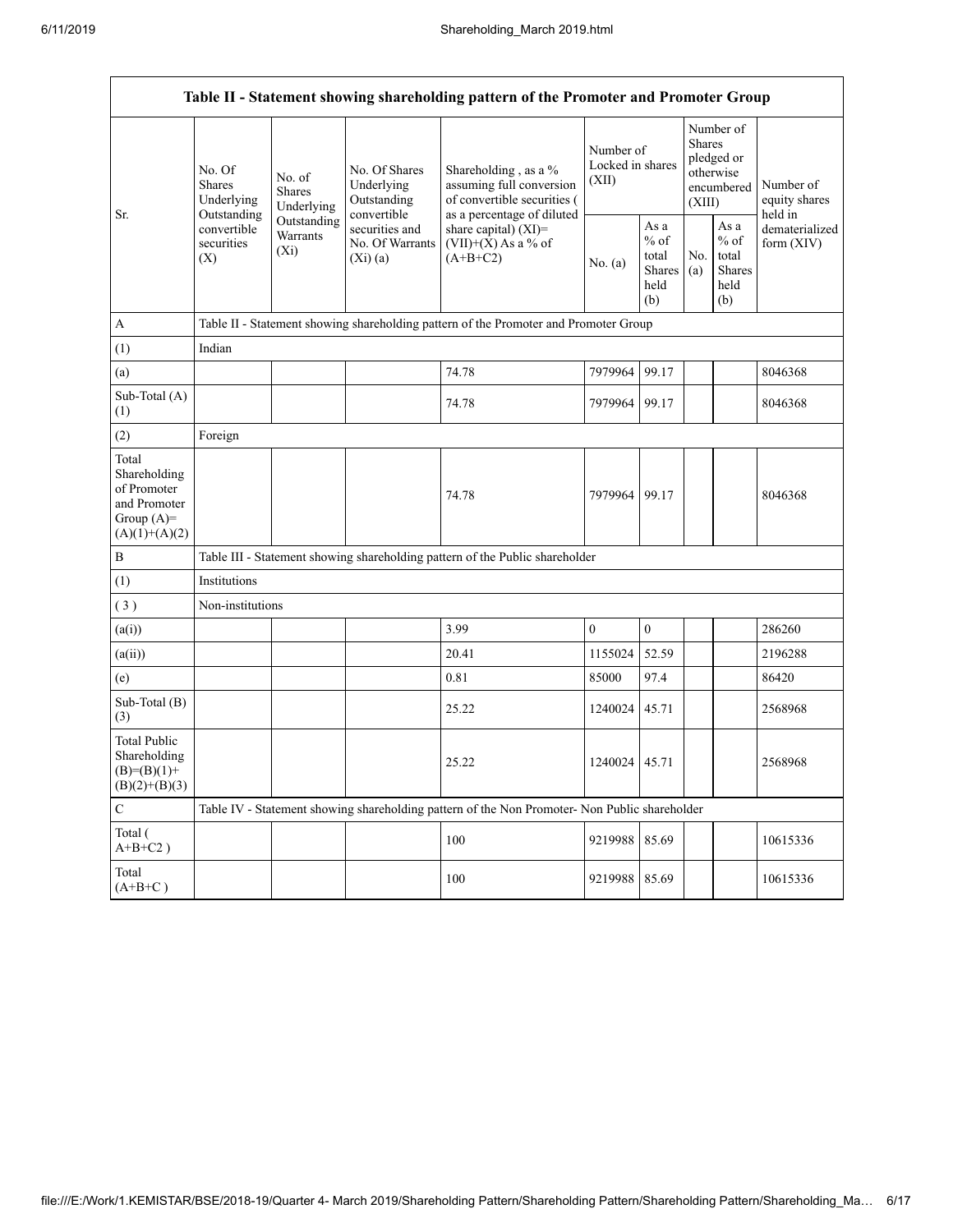| Table II - Statement showing shareholding pattern of the Promoter and Promoter Group | | | | | | | | | |
|---|---|---|---|---|---|---|---|---|---|
| Sr. | No. Of Shares Underlying Outstanding convertible securities (X) | No. of Shares Underlying Outstanding Warrants (Xi) | No. Of Shares Underlying Outstanding convertible securities and No. Of Warrants (Xi) (a) | Shareholding , as a % assuming full conversion of convertible securities ( as a percentage of diluted share capital) (XI)= (VII)+(X) As a % of (A+B+C2) | Number of Locked in shares (XII) | | Number of Shares pledged or otherwise encumbered (XIII) | | Number of equity shares held in dematerialized form (XIV) |
| | | | | | No. (a) | As a % of total Shares held (b) | No. (a) | As a % of total Shares held (b) | |
| A | Table II - Statement showing shareholding pattern of the Promoter and Promoter Group | | | | | | | | |
| (1) | Indian | | | | | | | | |
| (a) | | | | 74.78 | 7979964 | 99.17 | | | 8046368 |
| Sub-Total (A) (1) | | | | 74.78 | 7979964 | 99.17 | | | 8046368 |
| (2) | Foreign | | | | | | | | |
| Total Shareholding of Promoter and Promoter Group (A)= (A)(1)+(A)(2) | | | | 74.78 | 7979964 | 99.17 | | | 8046368 |
| B | Table III - Statement showing shareholding pattern of the Public shareholder | | | | | | | | |
| (1) | Institutions | | | | | | | | |
| ( 3 ) | Non-institutions | | | | | | | | |
| (a(i)) | | | | 3.99 | 0 | 0 | | | 286260 |
| (a(ii)) | | | | 20.41 | 1155024 | 52.59 | | | 2196288 |
| (e) | | | | 0.81 | 85000 | 97.4 | | | 86420 |
| Sub-Total (B) (3) | | | | 25.22 | 1240024 | 45.71 | | | 2568968 |
| Total Public Shareholding (B)=(B)(1)+ (B)(2)+(B)(3) | | | | 25.22 | 1240024 | 45.71 | | | 2568968 |
| C | Table IV - Statement showing shareholding pattern of the Non Promoter- Non Public shareholder | | | | | | | | |
| Total ( A+B+C2 ) | | | | 100 | 9219988 | 85.69 | | | 10615336 |
| Total (A+B+C ) | | | | 100 | 9219988 | 85.69 | | | 10615336 |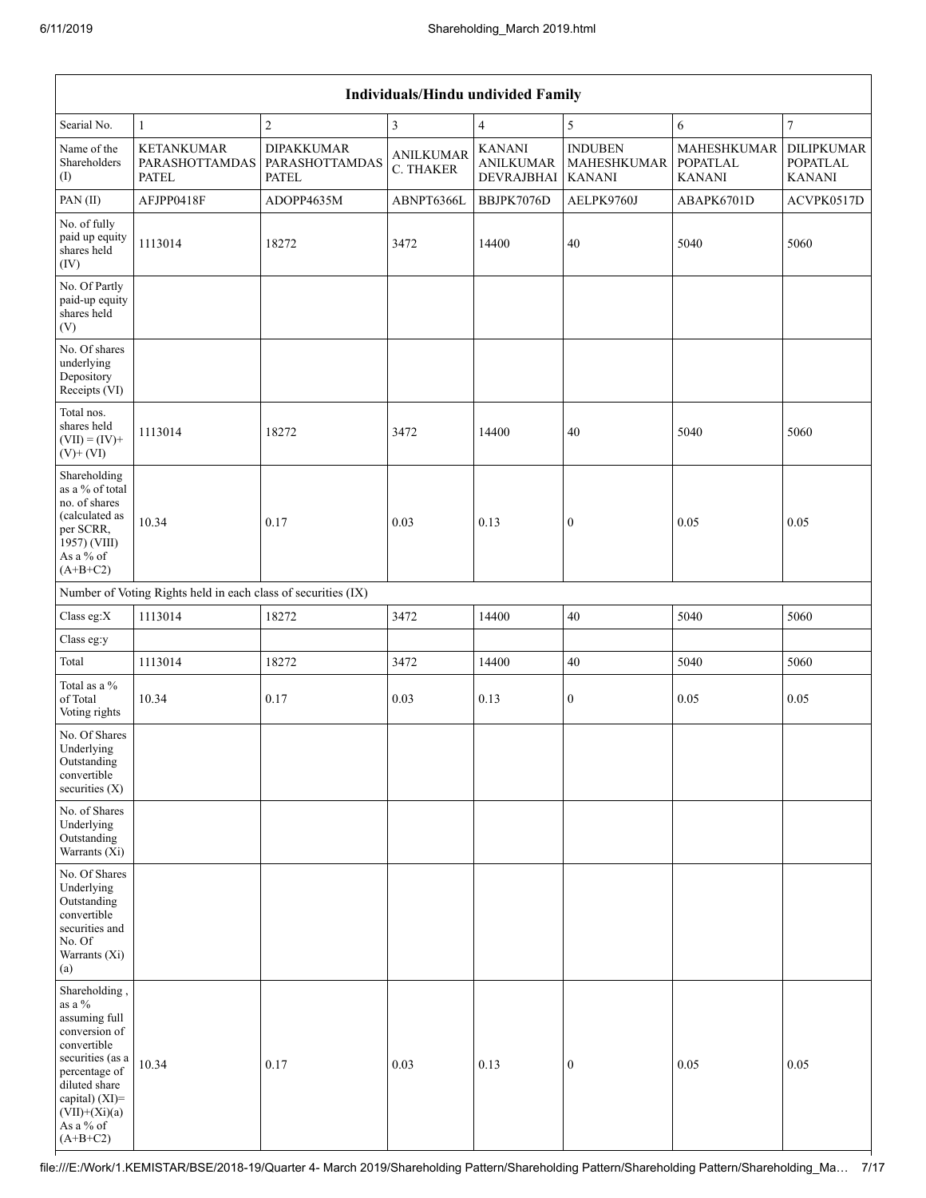| Individuals/Hindu undivided Family | | | | | | | |
|---|---|---|---|---|---|---|---|
| Searial No. | 1 | 2 | 3 | 4 | 5 | 6 | 7 |
| Name of the Shareholders (I) | KETANKUMAR PARASHOTTAMDAS PATEL | DIPAKKUMAR PARASHOTTAMDAS PATEL | ANILKUMAR C. THAKER | KANANI ANILKUMAR DEVRAJBHAI | INDUBEN MAHESHKUMAR KANANI | MAHESHKUMAR POPATLAL KANANI | DILIPKUMAR POPATLAL KANANI |
| PAN (II) | AFJPP0418F | ADOPP4635M | ABNPT6366L | BBJPK7076D | AELPK9760J | ABAPK6701D | ACVPK0517D |
| No. of fully paid up equity shares held (IV) | 1113014 | 18272 | 3472 | 14400 | 40 | 5040 | 5060 |
| No. Of Partly paid-up equity shares held (V) | | | | | | | |
| No. Of shares underlying Depository Receipts (VI) | | | | | | | |
| Total nos. shares held (VII) = (IV)+ (V)+ (VI) | 1113014 | 18272 | 3472 | 14400 | 40 | 5040 | 5060 |
| Shareholding as a % of total no. of shares (calculated as per SCRR, 1957) (VIII) As a % of (A+B+C2) | 10.34 | 0.17 | 0.03 | 0.13 | 0 | 0.05 | 0.05 |
| Number of Voting Rights held in each class of securities (IX) | | | | | | | |
| Class eg:X | 1113014 | 18272 | 3472 | 14400 | 40 | 5040 | 5060 |
| Class eg:y | | | | | | | |
| Total | 1113014 | 18272 | 3472 | 14400 | 40 | 5040 | 5060 |
| Total as a % of Total Voting rights | 10.34 | 0.17 | 0.03 | 0.13 | 0 | 0.05 | 0.05 |
| No. Of Shares Underlying Outstanding convertible securities (X) | | | | | | | |
| No. of Shares Underlying Outstanding Warrants (Xi) | | | | | | | |
| No. Of Shares Underlying Outstanding convertible securities and No. Of Warrants (Xi) (a) | | | | | | | |
| Shareholding , as a % assuming full conversion of convertible securities (as a percentage of diluted share capital) (XI)= (VII)+(Xi)(a) As a % of (A+B+C2) | 10.34 | 0.17 | 0.03 | 0.13 | 0 | 0.05 | 0.05 |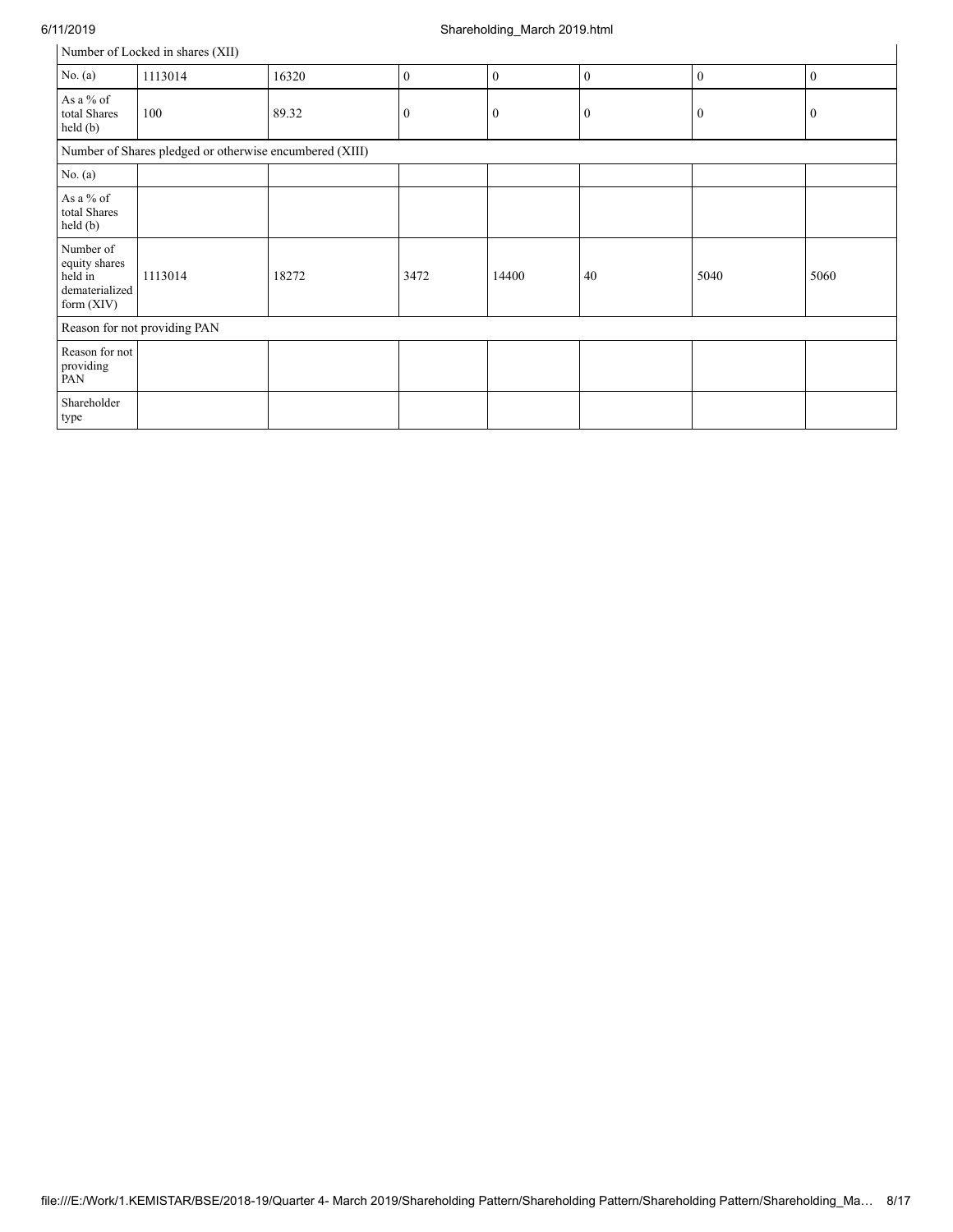| Number of Locked in shares (XII) | | | | | | | |
|---|---|---|---|---|---|---|---|
| No. (a) | 1113014 | 16320 | 0 | 0 | 0 | 0 | 0 |
| As a % of total Shares held (b) | 100 | 89.32 | 0 | 0 | 0 | 0 | 0 |
| Number of Shares pledged or otherwise encumbered (XIII) | | | | | | | |
| No. (a) | | | | | | | |
| As a % of total Shares held (b) | | | | | | | |
| Number of equity shares held in dematerialized form (XIV) | 1113014 | 18272 | 3472 | 14400 | 40 | 5040 | 5060 |
| Reason for not providing PAN | | | | | | | |
| Reason for not providing PAN | | | | | | | |
| Shareholder type | | | | | | | |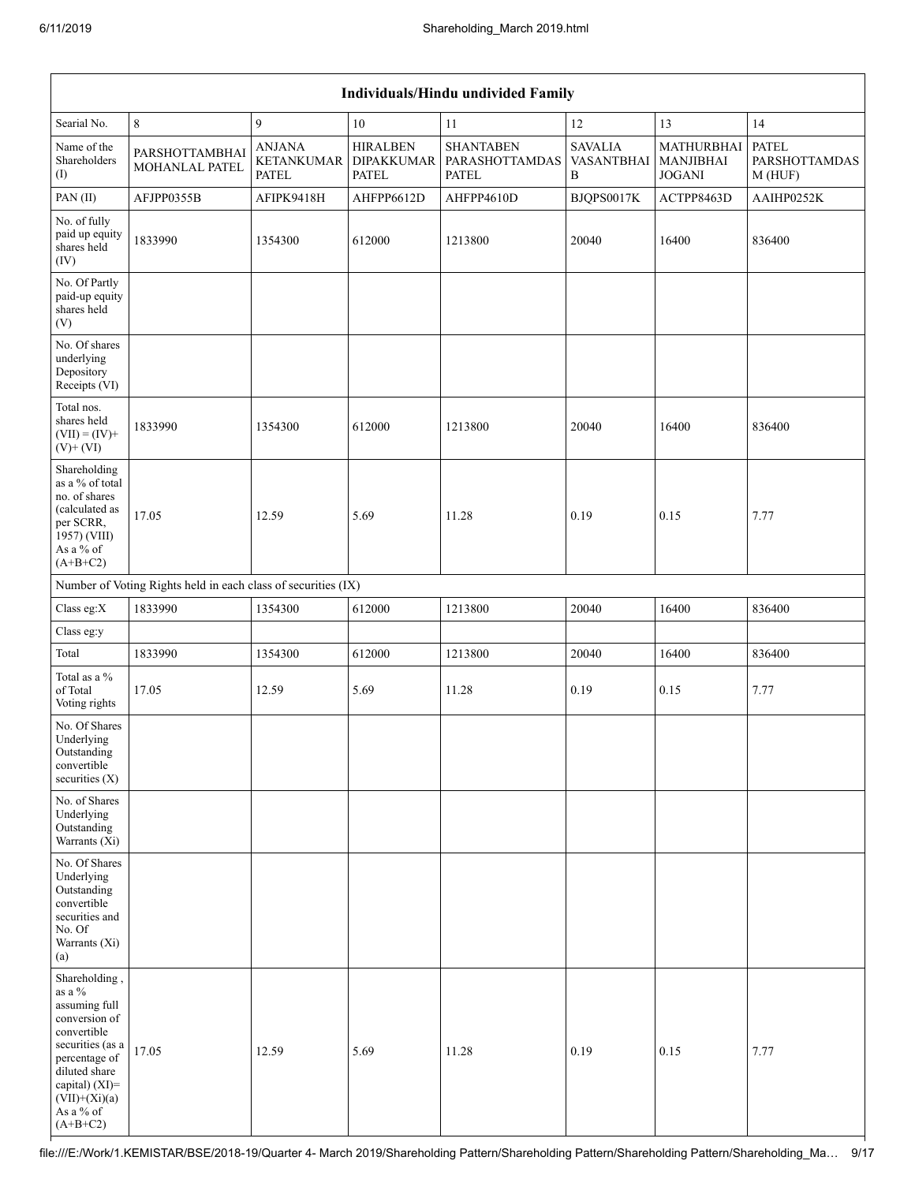| Individuals/Hindu undivided Family | | | | | | | |
|---|---|---|---|---|---|---|---|
| Searial No. | 8 | 9 | 10 | 11 | 12 | 13 | 14 |
| Name of the Shareholders (I) | PARSHOTTAMBHAI MOHANLAL PATEL | ANJANA KETANKUMAR PATEL | HIRALBEN DIPAKKUMAR PATEL | SHANTABEN PARASHOTTAMDAS PATEL | SAVALIA VASANTBHAI B | MATHURBHAI MANJIBHAI JOGANI | PATEL PARSHOTTAMDAS M (HUF) |
| PAN (II) | AFJPP0355B | AFIPK9418H | AHFPP6612D | AHFPP4610D | BJQPS0017K | ACTPP8463D | AAIHP0252K |
| No. of fully paid up equity shares held (IV) | 1833990 | 1354300 | 612000 | 1213800 | 20040 | 16400 | 836400 |
| No. Of Partly paid-up equity shares held (V) | | | | | | | |
| No. Of shares underlying Depository Receipts (VI) | | | | | | | |
| Total nos. shares held (VII) = (IV)+ (V)+ (VI) | 1833990 | 1354300 | 612000 | 1213800 | 20040 | 16400 | 836400 |
| Shareholding as a % of total no. of shares (calculated as per SCRR, 1957) (VIII) As a % of (A+B+C2) | 17.05 | 12.59 | 5.69 | 11.28 | 0.19 | 0.15 | 7.77 |
| Number of Voting Rights held in each class of securities (IX) | | | | | | | |
| Class eg:X | 1833990 | 1354300 | 612000 | 1213800 | 20040 | 16400 | 836400 |
| Class eg:y | | | | | | | |
| Total | 1833990 | 1354300 | 612000 | 1213800 | 20040 | 16400 | 836400 |
| Total as a % of Total Voting rights | 17.05 | 12.59 | 5.69 | 11.28 | 0.19 | 0.15 | 7.77 |
| No. Of Shares Underlying Outstanding convertible securities (X) | | | | | | | |
| No. of Shares Underlying Outstanding Warrants (Xi) | | | | | | | |
| No. Of Shares Underlying Outstanding convertible securities and No. Of Warrants (Xi) (a) | | | | | | | |
| Shareholding , as a % assuming full conversion of convertible securities (as a percentage of diluted share capital) (XI)= (VII)+(Xi)(a) As a % of (A+B+C2) | 17.05 | 12.59 | 5.69 | 11.28 | 0.19 | 0.15 | 7.77 |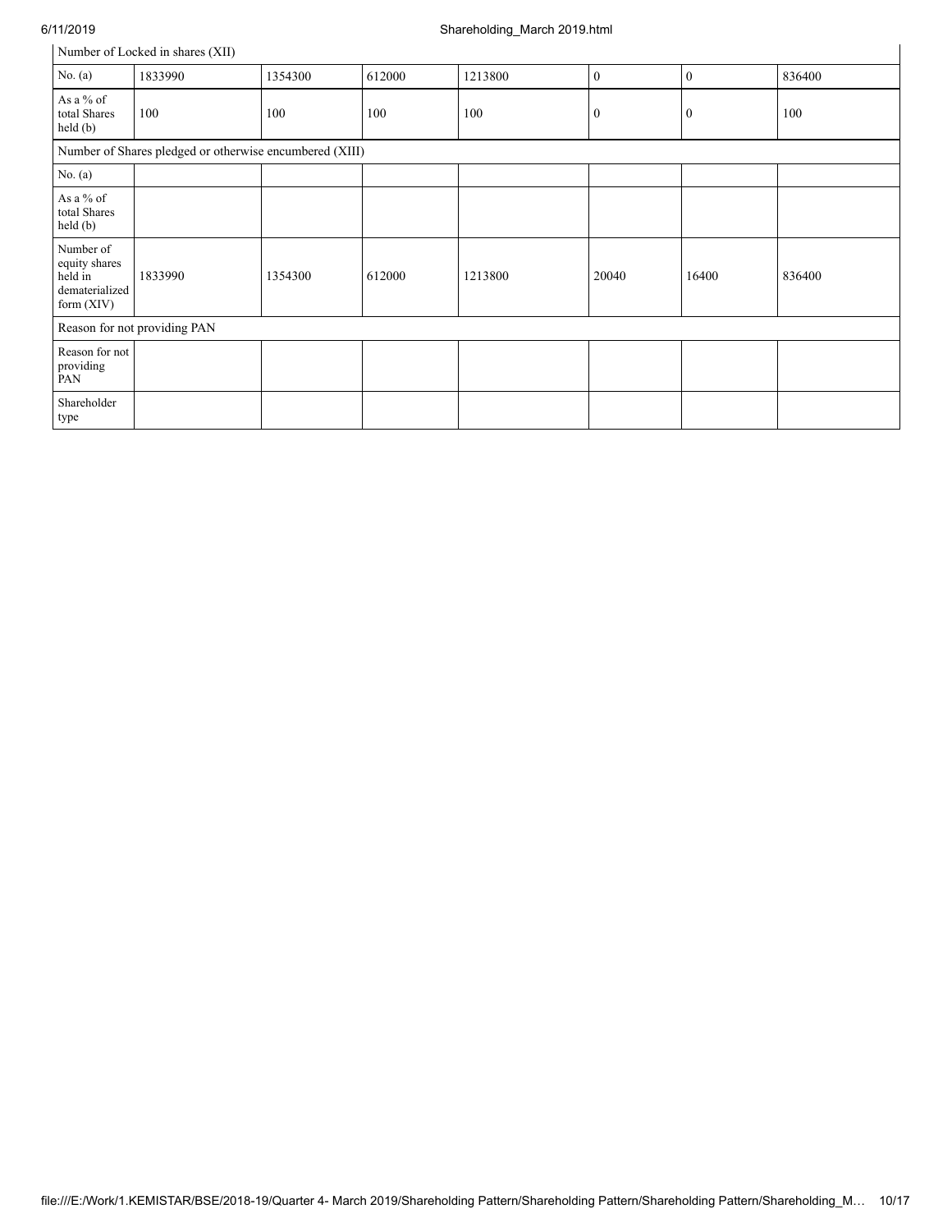| Number of Locked in shares (XII) | | | | | | | |
|---|---|---|---|---|---|---|---|
| No. (a) | 1833990 | 1354300 | 612000 | 1213800 | 0 | 0 | 836400 |
| As a % of total Shares held (b) | 100 | 100 | 100 | 100 | 0 | 0 | 100 |
| Number of Shares pledged or otherwise encumbered (XIII) | | | | | | | |
| No. (a) | | | | | | | |
| As a % of total Shares held (b) | | | | | | | |
| Number of equity shares held in dematerialized form (XIV) | 1833990 | 1354300 | 612000 | 1213800 | 20040 | 16400 | 836400 |
| Reason for not providing PAN | | | | | | | |
| Reason for not providing PAN | | | | | | | |
| Shareholder type | | | | | | | |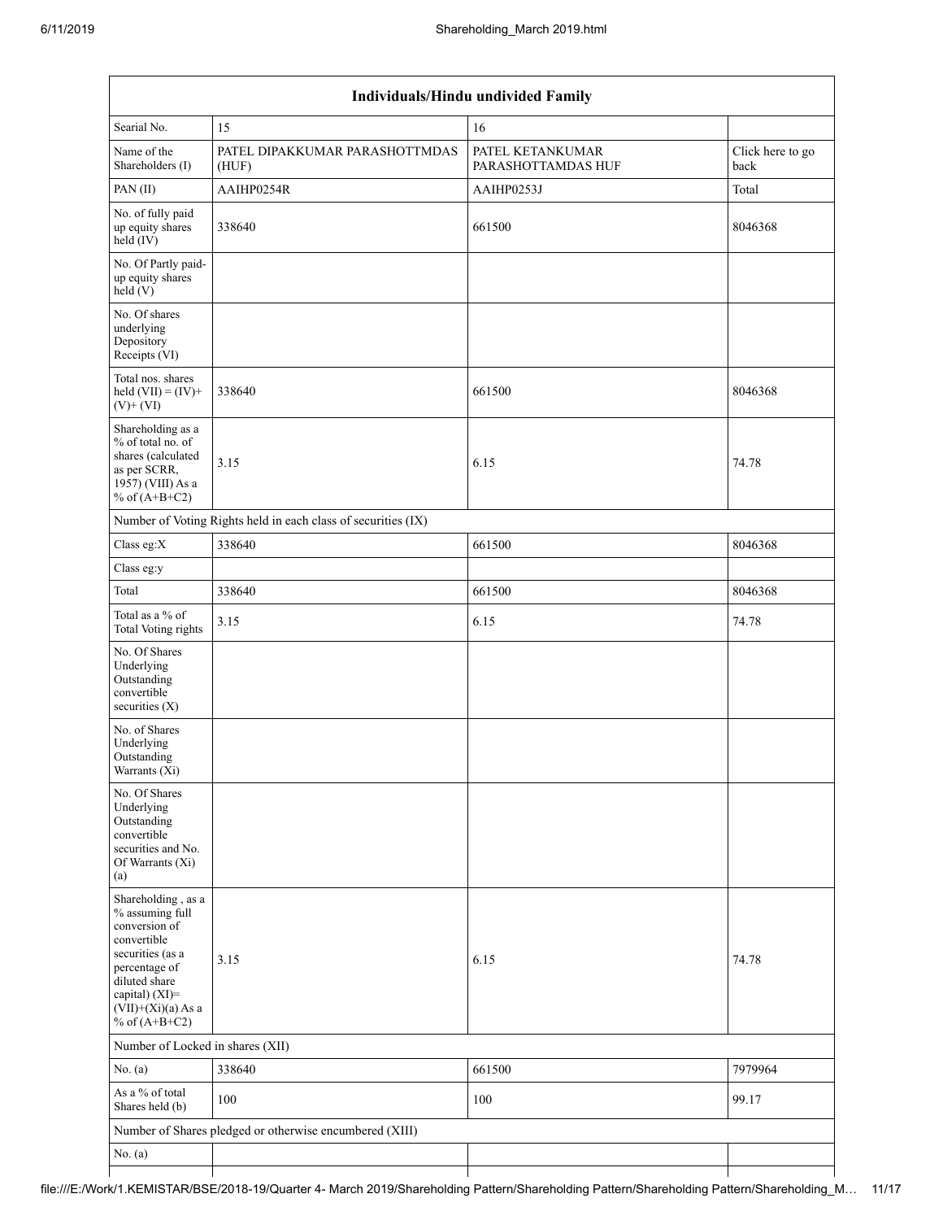| Individuals/Hindu undivided Family | | | |
|---|---|---|---|
| Searial No. | 15 | 16 | |
| Name of the Shareholders (I) | PATEL DIPAKKUMAR PARASHOTTMDAS (HUF) | PATEL KETANKUMAR PARASHOTTAMDAS HUF | Click here to go back |
| PAN (II) | AAIHP0254R | AAIHP0253J | Total |
| No. of fully paid up equity shares held (IV) | 338640 | 661500 | 8046368 |
| No. Of Partly paid-up equity shares held (V) | | | |
| No. Of shares underlying Depository Receipts (VI) | | | |
| Total nos. shares held (VII) = (IV)+ (V)+ (VI) | 338640 | 661500 | 8046368 |
| Shareholding as a % of total no. of shares (calculated as per SCRR, 1957) (VIII) As a % of (A+B+C2) | 3.15 | 6.15 | 74.78 |
| Number of Voting Rights held in each class of securities (IX) | | | |
| Class eg:X | 338640 | 661500 | 8046368 |
| Class eg:y | | | |
| Total | 338640 | 661500 | 8046368 |
| Total as a % of Total Voting rights | 3.15 | 6.15 | 74.78 |
| No. Of Shares Underlying Outstanding convertible securities (X) | | | |
| No. of Shares Underlying Outstanding Warrants (Xi) | | | |
| No. Of Shares Underlying Outstanding convertible securities and No. Of Warrants (Xi) (a) | | | |
| Shareholding , as a % assuming full conversion of convertible securities (as a percentage of diluted share capital) (XI)= (VII)+(Xi)(a) As a % of (A+B+C2) | 3.15 | 6.15 | 74.78 |
| Number of Locked in shares (XII) | | | |
| No. (a) | 338640 | 661500 | 7979964 |
| As a % of total Shares held (b) | 100 | 100 | 99.17 |
| Number of Shares pledged or otherwise encumbered (XIII) | | | |
| No. (a) | | | |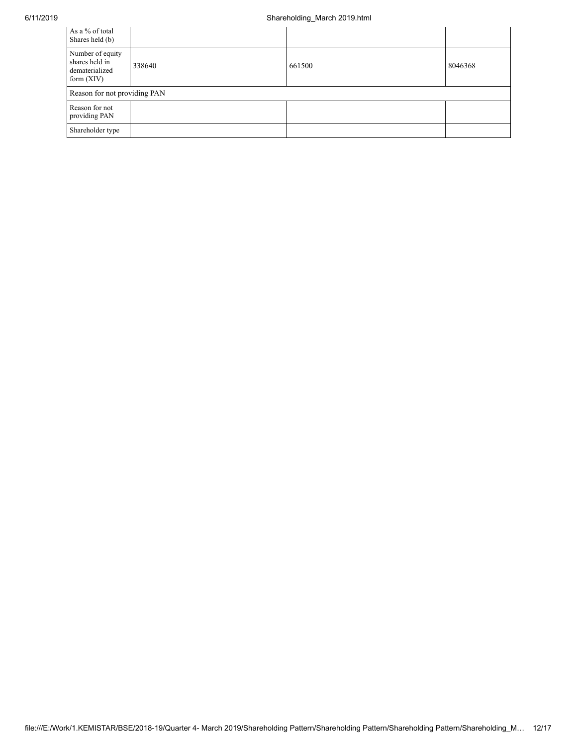| As a % of total Shares held (b) | | | |
|---|---|---|---|
| Number of equity shares held in dematerialized form (XIV) | 338640 | 661500 | 8046368 |
| Reason for not providing PAN | | | |
| Reason for not providing PAN | | | |
| Shareholder type | | | |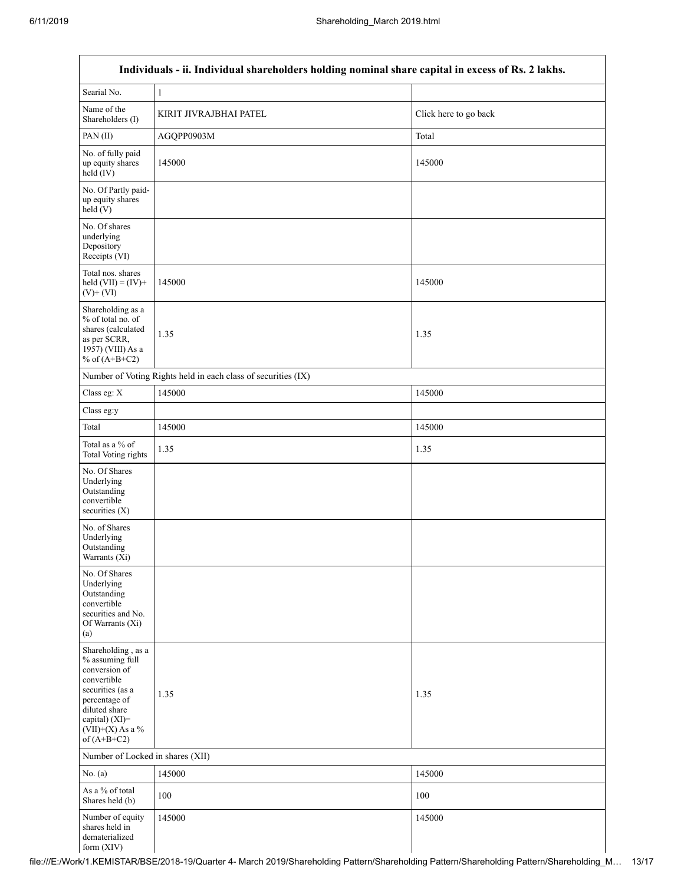| Individuals - ii. Individual shareholders holding nominal share capital in excess of Rs. 2 lakhs. | | |
|---|---|---|
| Searial No. | 1 | |
| Name of the Shareholders (I) | KIRIT JIVRAJBHAI PATEL | Click here to go back |
| PAN (II) | AGQPP0903M | Total |
| No. of fully paid up equity shares held (IV) | 145000 | 145000 |
| No. Of Partly paid-up equity shares held (V) | | |
| No. Of shares underlying Depository Receipts (VI) | | |
| Total nos. shares held (VII) = (IV)+(V)+ (VI) | 145000 | 145000 |
| Shareholding as a % of total no. of shares (calculated as per SCRR, 1957) (VIII) As a % of (A+B+C2) | 1.35 | 1.35 |
| Number of Voting Rights held in each class of securities (IX) | | |
| Class eg: X | 145000 | 145000 |
| Class eg:y | | |
| Total | 145000 | 145000 |
| Total as a % of Total Voting rights | 1.35 | 1.35 |
| No. Of Shares Underlying Outstanding convertible securities (X) | | |
| No. of Shares Underlying Outstanding Warrants (Xi) | | |
| No. Of Shares Underlying Outstanding convertible securities and No. Of Warrants (Xi) (a) | | |
| Shareholding , as a % assuming full conversion of convertible securities (as a percentage of diluted share capital) (XI)= (VII)+(X) As a % of (A+B+C2) | 1.35 | 1.35 |
| Number of Locked in shares (XII) | | |
| No. (a) | 145000 | 145000 |
| As a % of total Shares held (b) | 100 | 100 |
| Number of equity shares held in dematerialized form (XIV) | 145000 | 145000 |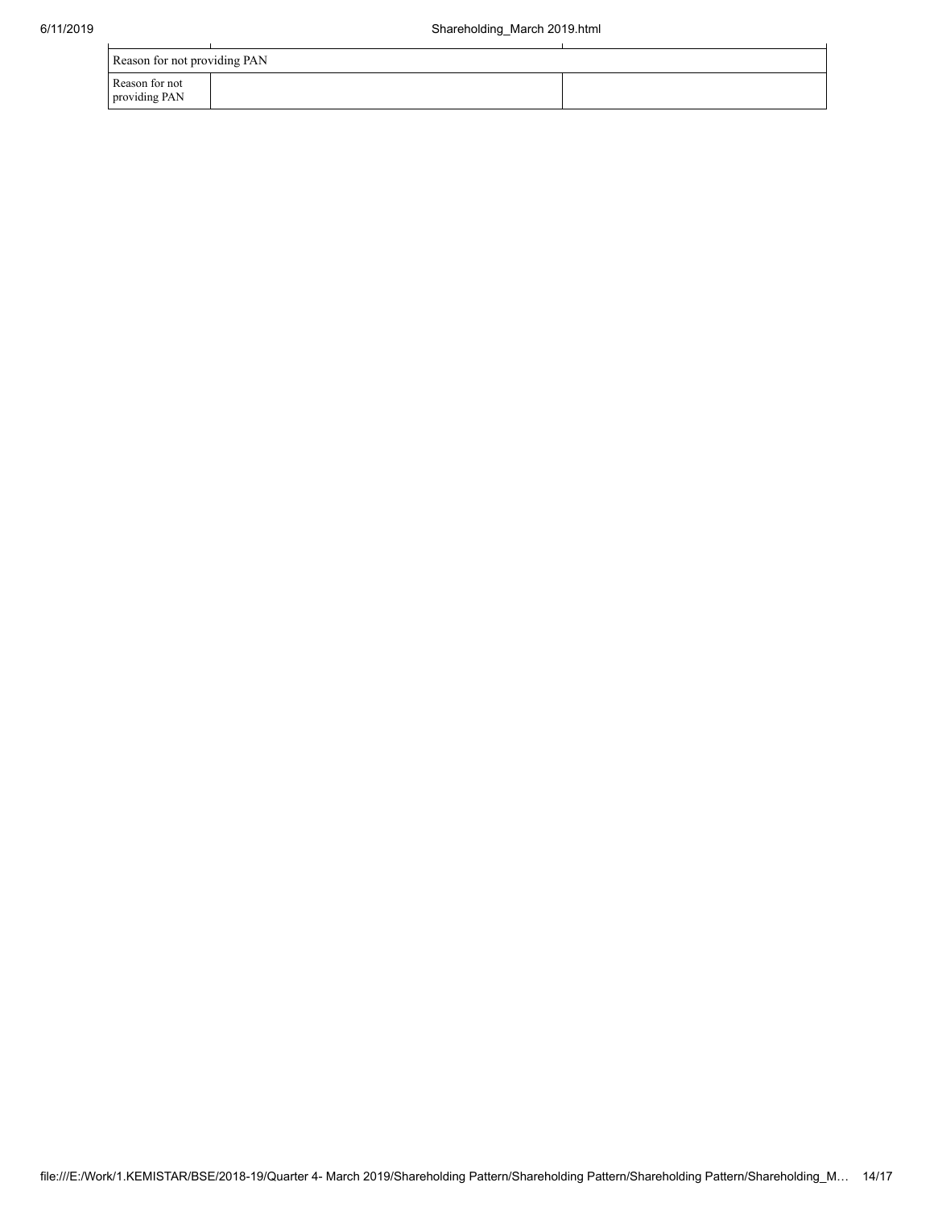| Reason for not providing PAN | | |
|---|---|---|
| Reason for not providing PAN | | |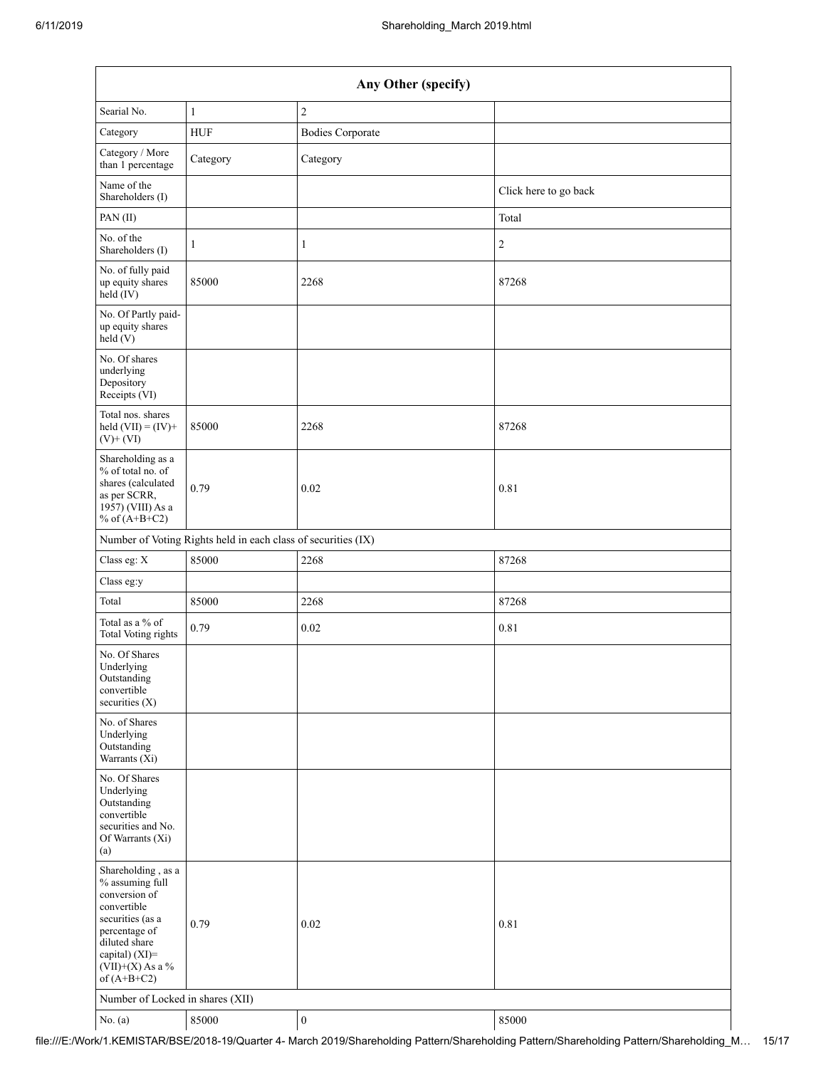| Any Other (specify) | | | |
|---|---|---|---|
| Searial No. | 1 | 2 | |
| Category | HUF | Bodies Corporate | |
| Category / More than 1 percentage | Category | Category | |
| Name of the Shareholders (I) | | | Click here to go back |
| PAN (II) | | | Total |
| No. of the Shareholders (I) | 1 | 1 | 2 |
| No. of fully paid up equity shares held (IV) | 85000 | 2268 | 87268 |
| No. Of Partly paid-up equity shares held (V) | | | |
| No. Of shares underlying Depository Receipts (VI) | | | |
| Total nos. shares held (VII) = (IV)+ (V)+ (VI) | 85000 | 2268 | 87268 |
| Shareholding as a % of total no. of shares (calculated as per SCRR, 1957) (VIII) As a % of (A+B+C2) | 0.79 | 0.02 | 0.81 |
| Number of Voting Rights held in each class of securities (IX) | | | |
| Class eg: X | 85000 | 2268 | 87268 |
| Class eg:y | | | |
| Total | 85000 | 2268 | 87268 |
| Total as a % of Total Voting rights | 0.79 | 0.02 | 0.81 |
| No. Of Shares Underlying Outstanding convertible securities (X) | | | |
| No. of Shares Underlying Outstanding Warrants (Xi) | | | |
| No. Of Shares Underlying Outstanding convertible securities and No. Of Warrants (Xi) (a) | | | |
| Shareholding , as a % assuming full conversion of convertible securities (as a percentage of diluted share capital) (XI)= (VII)+(X) As a % of (A+B+C2) | 0.79 | 0.02 | 0.81 |
| Number of Locked in shares (XII) | | | |
| No. (a) | 85000 | 0 | 85000 |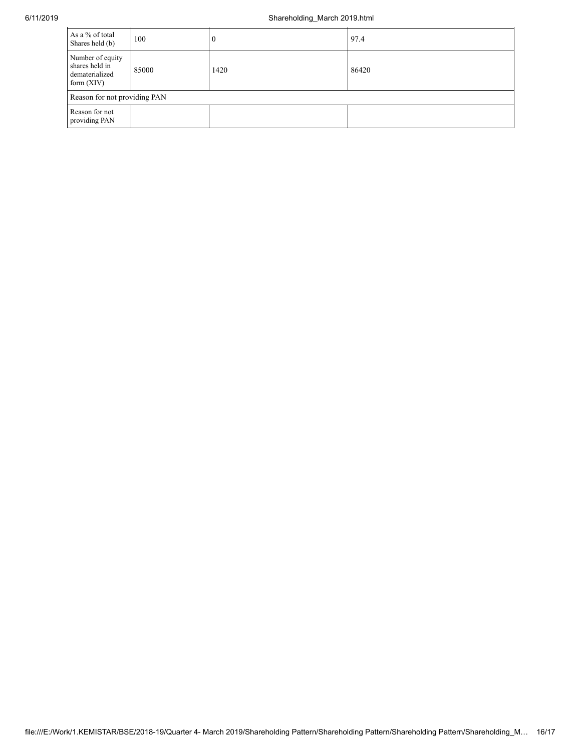| | | | |
|---|---|---|---|
| As a % of total Shares held (b) | 100 | 0 | 97.4 |
| Number of equity shares held in dematerialized form (XIV) | 85000 | 1420 | 86420 |
| Reason for not providing PAN | | | |
| Reason for not providing PAN | | | |